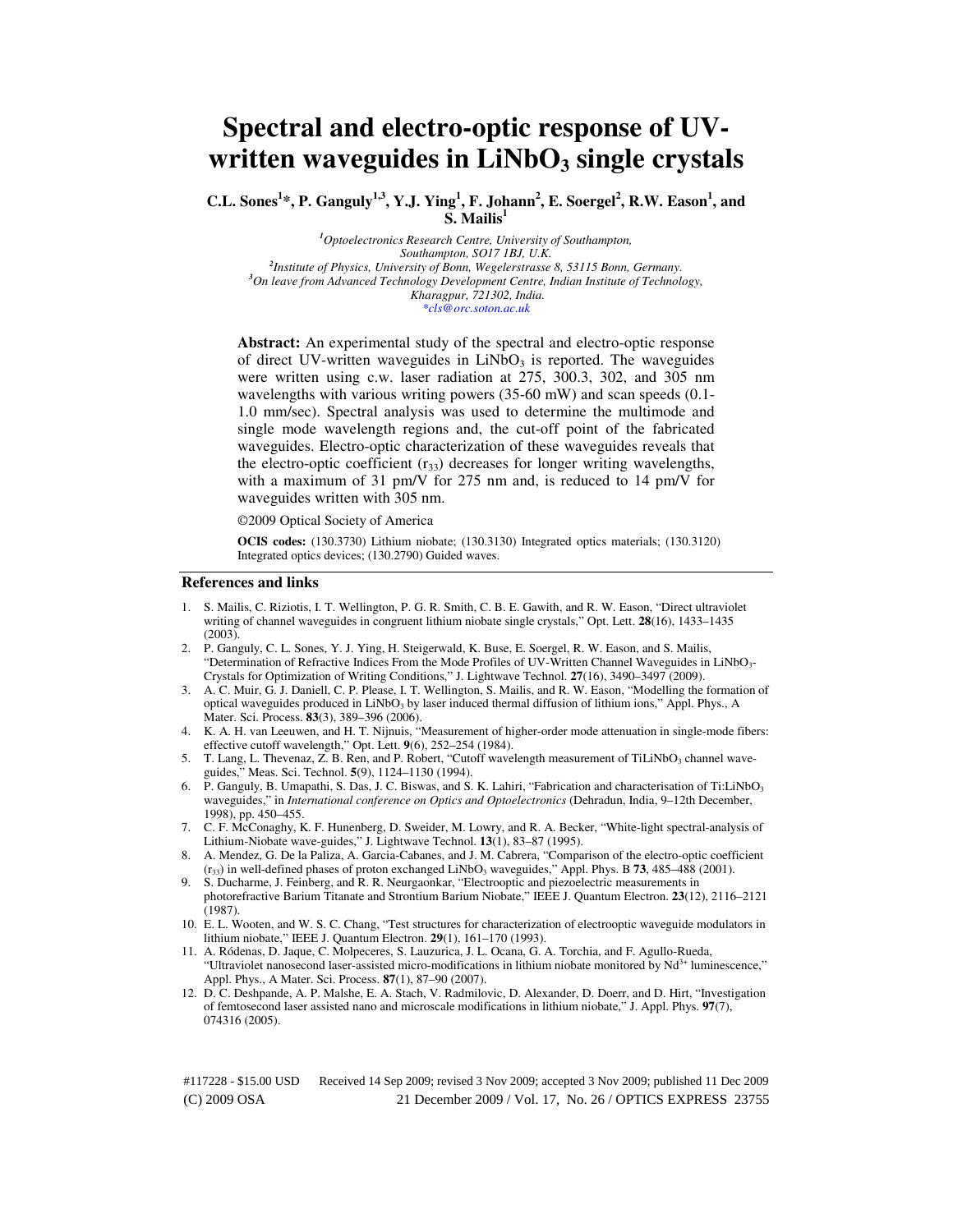# Spectral and electro-optic response of UV-written waveguides in $LiNbO_3$ single crystals

**C.L. Sones[1]*, P. Ganguly[1,3], Y.J. Ying[1], F. Johann[2], E. Soergel[2], R.W. Eason[1], and S. Mailis[1]**

[1] *Optoelectronics Research Centre, University of Southampton, Southampton, SO17 1BJ, U.K.*
[2] *Institute of Physics, University of Bonn, Wegelerstrasse 8, 53115 Bonn, Germany.*
[3] *On leave from Advanced Technology Development Centre, Indian Institute of Technology, Kharagpur, 721302, India.*
*\*cls@orc.soton.ac.uk*

**Abstract:** An experimental study of the spectral and electro-optic response of direct UV-written waveguides in $LiNbO_3$ is reported. The waveguides were written using c.w. laser radiation at 275, 300.3, 302, and 305 nm wavelengths with various writing powers (35-60 mW) and scan speeds (0.1-1.0 mm/sec). Spectral analysis was used to determine the multimode and single mode wavelength regions and, the cut-off point of the fabricated waveguides. Electro-optic characterization of these waveguides reveals that the electro-optic coefficient ($r_{33}$) decreases for longer writing wavelengths, with a maximum of 31 pm/V for 275 nm and, is reduced to 14 pm/V for waveguides written with 305 nm.

©2009 Optical Society of America

**OCIS codes:** (130.3730) Lithium niobate; (130.3130) Integrated optics materials; (130.3120) Integrated optics devices; (130.2790) Guided waves.

## References and links

1. S. Mailis, C. Riziotis, I. T. Wellington, P. G. R. Smith, C. B. E. Gawith, and R. W. Eason, "Direct ultraviolet writing of channel waveguides in congruent lithium niobate single crystals," Opt. Lett. **28**(16), 1433–1435 (2003).
2. P. Ganguly, C. L. Sones, Y. J. Ying, H. Steigerwald, K. Buse, E. Soergel, R. W. Eason, and S. Mailis, "Determination of Refractive Indices From the Mode Profiles of UV-Written Channel Waveguides in $LiNbO_3$-Crystals for Optimization of Writing Conditions," J. Lightwave Technol. **27**(16), 3490–3497 (2009).
3. A. C. Muir, G. J. Daniell, C. P. Please, I. T. Wellington, S. Mailis, and R. W. Eason, "Modelling the formation of optical waveguides produced in $LiNbO_3$ by laser induced thermal diffusion of lithium ions," Appl. Phys., A Mater. Sci. Process. **83**(3), 389–396 (2006).
4. K. A. H. van Leeuwen, and H. T. Nijnuis, "Measurement of higher-order mode attenuation in single-mode fibers: effective cutoff wavelength," Opt. Lett. **9**(6), 252–254 (1984).
5. T. Lang, L. Thevenaz, Z. B. Ren, and P. Robert, "Cutoff wavelength measurement of $TiLiNbO_3$ channel waveguides," Meas. Sci. Technol. **5**(9), 1124–1130 (1994).
6. P. Ganguly, B. Umapathi, S. Das, J. C. Biswas, and S. K. Lahiri, "Fabrication and characterisation of $Ti:LiNbO_3$ waveguides," in *International conference on Optics and Optoelectronics* (Dehradun, India, 9–12th December, 1998), pp. 450–455.
7. C. F. McConaghy, K. F. Hunenberg, D. Sweider, M. Lowry, and R. A. Becker, "White-light spectral-analysis of Lithium-Niobate wave-guides," J. Lightwave Technol. **13**(1), 83–87 (1995).
8. A. Mendez, G. De la Paliza, A. Garcia-Cabanes, and J. M. Cabrera, "Comparison of the electro-optic coefficient ($r_{33}$) in well-defined phases of proton exchanged $LiNbO_3$ waveguides," Appl. Phys. B **73**, 485–488 (2001).
9. S. Ducharme, J. Feinberg, and R. R. Neurgaonkar, "Electrooptic and piezoelectric measurements in photorefractive Barium Titanate and Strontium Barium Niobate," IEEE J. Quantum Electron. **23**(12), 2116–2121 (1987).
10. E. L. Wooten, and W. S. C. Chang, "Test structures for characterization of electrooptic waveguide modulators in lithium niobate," IEEE J. Quantum Electron. **29**(1), 161–170 (1993).
11. A. Ródenas, D. Jaque, C. Molpeceres, S. Lauzurica, J. L. Ocana, G. A. Torchia, and F. Agullo-Rueda, "Ultraviolet nanosecond laser-assisted micro-modifications in lithium niobate monitored by $Nd^{3+}$ luminescence," Appl. Phys., A Mater. Sci. Process. **87**(1), 87–90 (2007).
12. D. C. Deshpande, A. P. Malshe, E. A. Stach, V. Radmilovic, D. Alexander, D. Doerr, and D. Hirt, "Investigation of femtosecond laser assisted nano and microscale modifications in lithium niobate," J. Appl. Phys. **97**(7), 074316 (2005).

#117228 - $15.00 USD Received 14 Sep 2009; revised 3 Nov 2009; accepted 3 Nov 2009; published 11 Dec 2009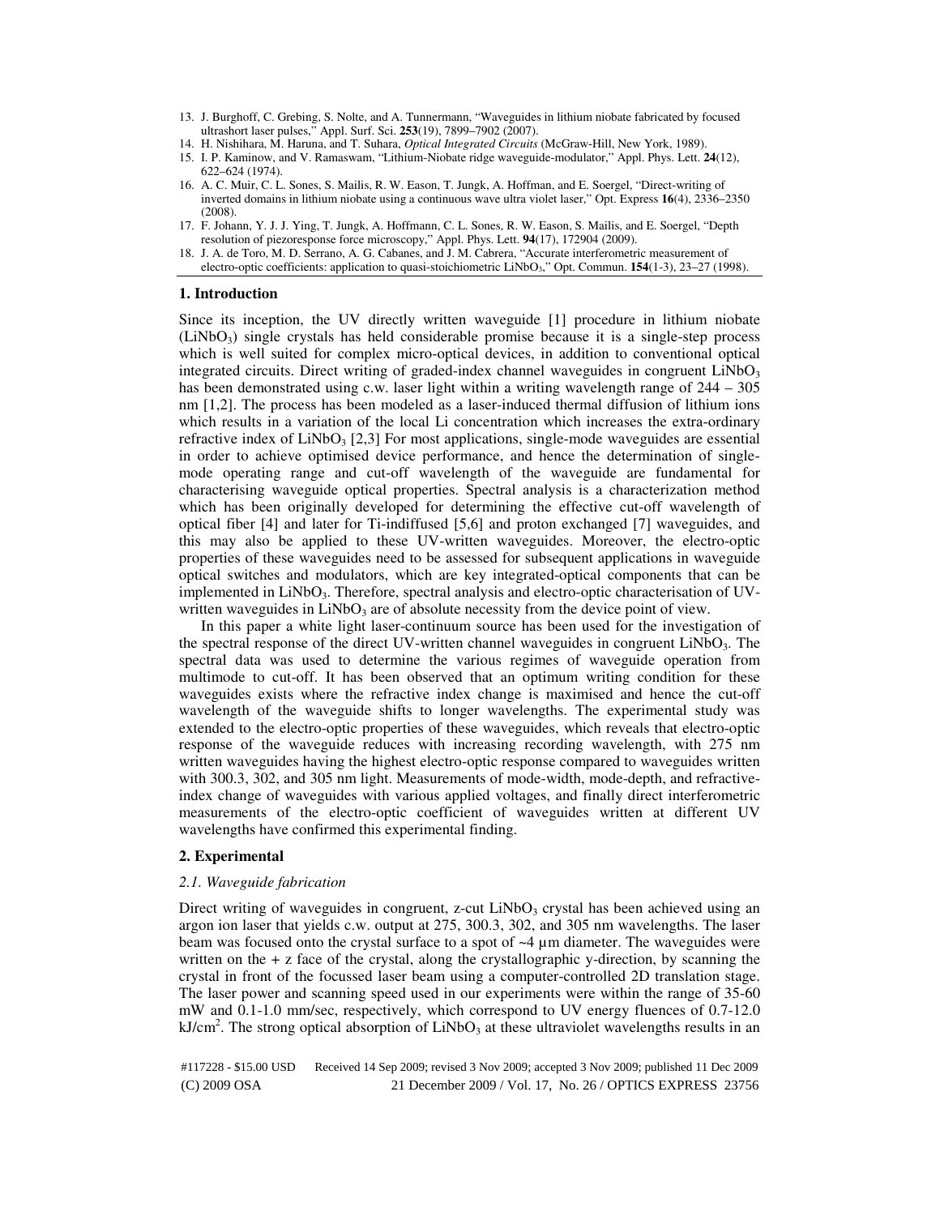13. J. Burghoff, C. Grebing, S. Nolte, and A. Tunnermann, "Waveguides in lithium niobate fabricated by focused ultrashort laser pulses," Appl. Surf. Sci. **253**(19), 7899–7902 (2007).
14. H. Nishihara, M. Haruna, and T. Suhara, *Optical Integrated Circuits* (McGraw-Hill, New York, 1989).
15. I. P. Kaminow, and V. Ramaswam, "Lithium-Niobate ridge waveguide-modulator," Appl. Phys. Lett. **24**(12), 622–624 (1974).
16. A. C. Muir, C. L. Sones, S. Mailis, R. W. Eason, T. Jungk, A. Hoffman, and E. Soergel, "Direct-writing of inverted domains in lithium niobate using a continuous wave ultra violet laser," Opt. Express **16**(4), 2336–2350 (2008).
17. F. Johann, Y. J. J. Ying, T. Jungk, A. Hoffmann, C. L. Sones, R. W. Eason, S. Mailis, and E. Soergel, "Depth resolution of piezoresponse force microscopy," Appl. Phys. Lett. **94**(17), 172904 (2009).
18. J. A. de Toro, M. D. Serrano, A. G. Cabanes, and J. M. Cabrera, "Accurate interferometric measurement of electro-optic coefficients: application to quasi-stoichiometric $LiNbO_3$," Opt. Commun. **154**(1-3), 23–27 (1998).

## 1. Introduction

Since its inception, the UV directly written waveguide [1] procedure in lithium niobate ($LiNbO_3$) single crystals has held considerable promise because it is a single-step process which is well suited for complex micro-optical devices, in addition to conventional optical integrated circuits. Direct writing of graded-index channel waveguides in congruent $LiNbO_3$ has been demonstrated using c.w. laser light within a writing wavelength range of 244 – 305 nm [1,2]. The process has been modeled as a laser-induced thermal diffusion of lithium ions which results in a variation of the local Li concentration which increases the extra-ordinary refractive index of $LiNbO_3$ [2,3] For most applications, single-mode waveguides are essential in order to achieve optimised device performance, and hence the determination of single-mode operating range and cut-off wavelength of the waveguide are fundamental for characterising waveguide optical properties. Spectral analysis is a characterization method which has been originally developed for determining the effective cut-off wavelength of optical fiber [4] and later for Ti-indiffused [5,6] and proton exchanged [7] waveguides, and this may also be applied to these UV-written waveguides. Moreover, the electro-optic properties of these waveguides need to be assessed for subsequent applications in waveguide optical switches and modulators, which are key integrated-optical components that can be implemented in $LiNbO_3$. Therefore, spectral analysis and electro-optic characterisation of UV-written waveguides in $LiNbO_3$ are of absolute necessity from the device point of view.

In this paper a white light laser-continuum source has been used for the investigation of the spectral response of the direct UV-written channel waveguides in congruent $LiNbO_3$. The spectral data was used to determine the various regimes of waveguide operation from multimode to cut-off. It has been observed that an optimum writing condition for these waveguides exists where the refractive index change is maximised and hence the cut-off wavelength of the waveguide shifts to longer wavelengths. The experimental study was extended to the electro-optic properties of these waveguides, which reveals that electro-optic response of the waveguide reduces with increasing recording wavelength, with 275 nm written waveguides having the highest electro-optic response compared to waveguides written with 300.3, 302, and 305 nm light. Measurements of mode-width, mode-depth, and refractive-index change of waveguides with various applied voltages, and finally direct interferometric measurements of the electro-optic coefficient of waveguides written at different UV wavelengths have confirmed this experimental finding.

## 2. Experimental

### *2.1. Waveguide fabrication*

Direct writing of waveguides in congruent, z-cut $LiNbO_3$ crystal has been achieved using an argon ion laser that yields c.w. output at 275, 300.3, 302, and 305 nm wavelengths. The laser beam was focused onto the crystal surface to a spot of ~4 µm diameter. The waveguides were written on the + z face of the crystal, along the crystallographic y-direction, by scanning the crystal in front of the focussed laser beam using a computer-controlled 2D translation stage. The laser power and scanning speed used in our experiments were within the range of 35-60 mW and 0.1-1.0 mm/sec, respectively, which correspond to UV energy fluences of 0.7-12.0 kJ/cm$^2$. The strong optical absorption of $LiNbO_3$ at these ultraviolet wavelengths results in an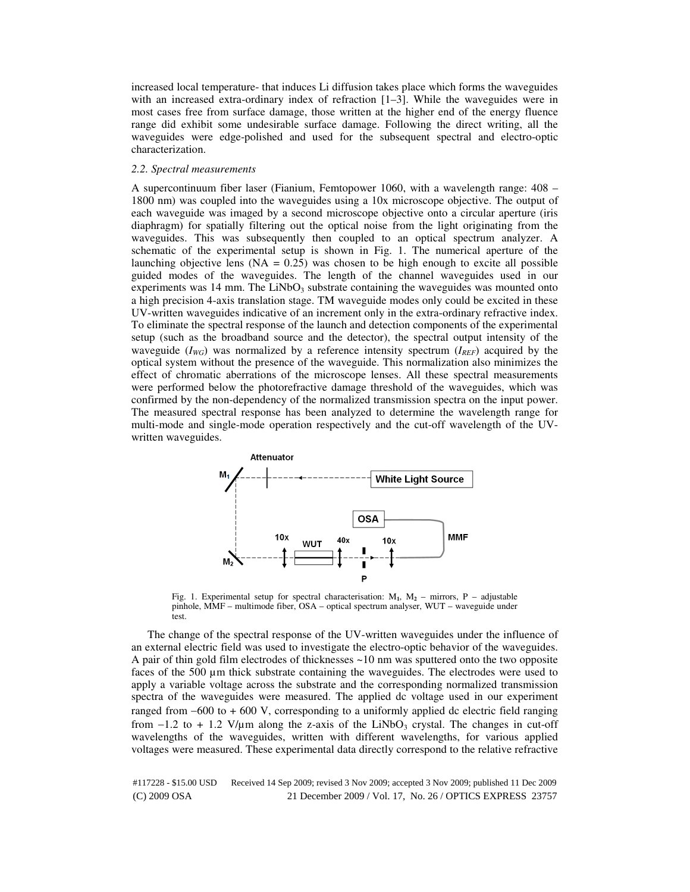increased local temperature- that induces Li diffusion takes place which forms the waveguides with an increased extra-ordinary index of refraction [1–3]. While the waveguides were in most cases free from surface damage, those written at the higher end of the energy fluence range did exhibit some undesirable surface damage. Following the direct writing, all the waveguides were edge-polished and used for the subsequent spectral and electro-optic characterization.

### *2.2. Spectral measurements*

A supercontinuum fiber laser (Fianium, Femtopower 1060, with a wavelength range: 408 – 1800 nm) was coupled into the waveguides using a 10x microscope objective. The output of each waveguide was imaged by a second microscope objective onto a circular aperture (iris diaphragm) for spatially filtering out the optical noise from the light originating from the waveguides. This was subsequently then coupled to an optical spectrum analyzer. A schematic of the experimental setup is shown in Fig. 1. The numerical aperture of the launching objective lens (NA = 0.25) was chosen to be high enough to excite all possible guided modes of the waveguides. The length of the channel waveguides used in our experiments was 14 mm. The $LiNbO_3$ substrate containing the waveguides was mounted onto a high precision 4-axis translation stage. TM waveguide modes only could be excited in these UV-written waveguides indicative of an increment only in the extra-ordinary refractive index. To eliminate the spectral response of the launch and detection components of the experimental setup (such as the broadband source and the detector), the spectral output intensity of the waveguide ($I_{WG}$) was normalized by a reference intensity spectrum ($I_{REF}$) acquired by the optical system without the presence of the waveguide. This normalization also minimizes the effect of chromatic aberrations of the microscope lenses. All these spectral measurements were performed below the photorefractive damage threshold of the waveguides, which was confirmed by the non-dependency of the normalized transmission spectra on the input power. The measured spectral response has been analyzed to determine the wavelength range for multi-mode and single-mode operation respectively and the cut-off wavelength of the UV-written waveguides.

Fig. 1. Experimental setup for spectral characterisation: $M_1$, $M_2$ – mirrors, P – adjustable pinhole, MMF – multimode fiber, OSA – optical spectrum analyser, WUT – waveguide under test.

The change of the spectral response of the UV-written waveguides under the influence of an external electric field was used to investigate the electro-optic behavior of the waveguides. A pair of thin gold film electrodes of thicknesses ~10 nm was sputtered onto the two opposite faces of the 500 µm thick substrate containing the waveguides. The electrodes were used to apply a variable voltage across the substrate and the corresponding normalized transmission spectra of the waveguides were measured. The applied dc voltage used in our experiment ranged from −600 to + 600 V, corresponding to a uniformly applied dc electric field ranging from −1.2 to + 1.2 V/µm along the z-axis of the $LiNbO_3$ crystal. The changes in cut-off wavelengths of the waveguides, written with different wavelengths, for various applied voltages were measured. These experimental data directly correspond to the relative refractive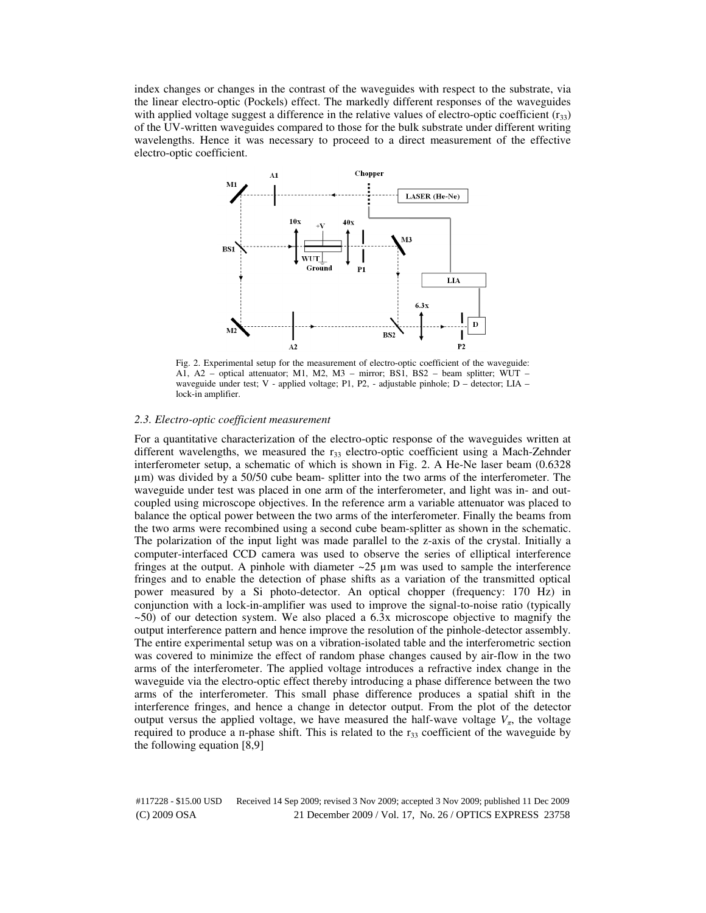index changes or changes in the contrast of the waveguides with respect to the substrate, via the linear electro-optic (Pockels) effect. The markedly different responses of the waveguides with applied voltage suggest a difference in the relative values of electro-optic coefficient ($r_{33}$) of the UV-written waveguides compared to those for the bulk substrate under different writing wavelengths. Hence it was necessary to proceed to a direct measurement of the effective electro-optic coefficient.

Fig. 2. Experimental setup for the measurement of electro-optic coefficient of the waveguide: A1, A2 – optical attenuator; M1, M2, M3 – mirror; BS1, BS2 – beam splitter; WUT – waveguide under test; V - applied voltage; P1, P2, - adjustable pinhole; D – detector; LIA – lock-in amplifier.

### *2.3. Electro-optic coefficient measurement*

For a quantitative characterization of the electro-optic response of the waveguides written at different wavelengths, we measured the $r_{33}$ electro-optic coefficient using a Mach-Zehnder interferometer setup, a schematic of which is shown in Fig. 2. A He-Ne laser beam (0.6328 μm) was divided by a 50/50 cube beam- splitter into the two arms of the interferometer. The waveguide under test was placed in one arm of the interferometer, and light was in- and out-coupled using microscope objectives. In the reference arm a variable attenuator was placed to balance the optical power between the two arms of the interferometer. Finally the beams from the two arms were recombined using a second cube beam-splitter as shown in the schematic. The polarization of the input light was made parallel to the z-axis of the crystal. Initially a computer-interfaced CCD camera was used to observe the series of elliptical interference fringes at the output. A pinhole with diameter ~25 μm was used to sample the interference fringes and to enable the detection of phase shifts as a variation of the transmitted optical power measured by a Si photo-detector. An optical chopper (frequency: 170 Hz) in conjunction with a lock-in-amplifier was used to improve the signal-to-noise ratio (typically ~50) of our detection system. We also placed a 6.3x microscope objective to magnify the output interference pattern and hence improve the resolution of the pinhole-detector assembly. The entire experimental setup was on a vibration-isolated table and the interferometric section was covered to minimize the effect of random phase changes caused by air-flow in the two arms of the interferometer. The applied voltage introduces a refractive index change in the waveguide via the electro-optic effect thereby introducing a phase difference between the two arms of the interferometer. This small phase difference produces a spatial shift in the interference fringes, and hence a change in detector output. From the plot of the detector output versus the applied voltage, we have measured the half-wave voltage $V_{\pi}$, the voltage required to produce a π-phase shift. This is related to the $r_{33}$ coefficient of the waveguide by the following equation [8,9]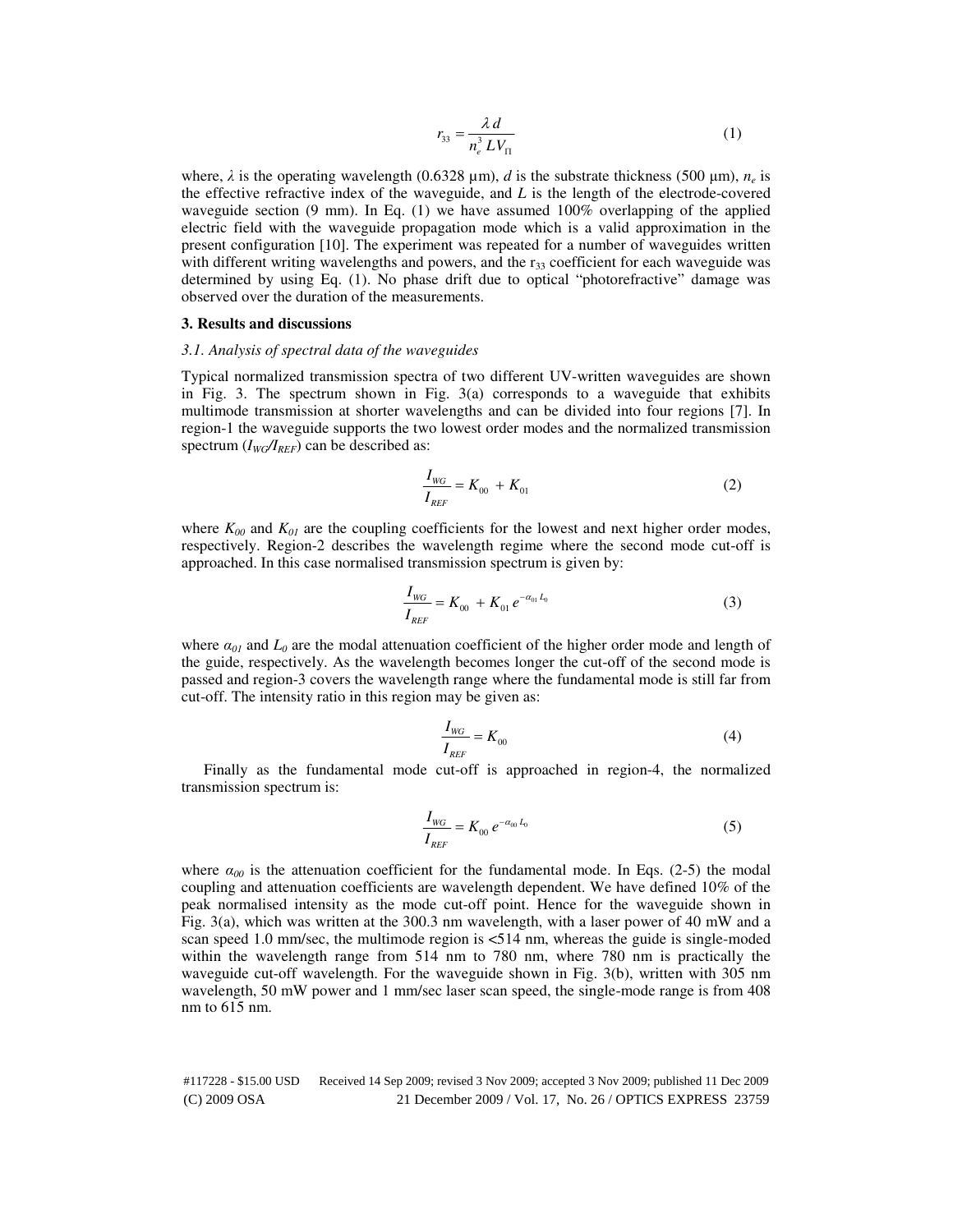$$r_{33} = \frac{\lambda d}{n_e^3 L V_\Pi} \tag{1}$$

where, $\lambda$ is the operating wavelength (0.6328 μm), $d$ is the substrate thickness (500 μm), $n_e$ is the effective refractive index of the waveguide, and $L$ is the length of the electrode-covered waveguide section (9 mm). In Eq. (1) we have assumed 100% overlapping of the applied electric field with the waveguide propagation mode which is a valid approximation in the present configuration [10]. The experiment was repeated for a number of waveguides written with different writing wavelengths and powers, and the $r_{33}$ coefficient for each waveguide was determined by using Eq. (1). No phase drift due to optical "photorefractive" damage was observed over the duration of the measurements.

## 3. Results and discussions

### *3.1. Analysis of spectral data of the waveguides*

Typical normalized transmission spectra of two different UV-written waveguides are shown in Fig. 3. The spectrum shown in Fig. 3(a) corresponds to a waveguide that exhibits multimode transmission at shorter wavelengths and can be divided into four regions [7]. In region-1 the waveguide supports the two lowest order modes and the normalized transmission spectrum ($I_{WG}/I_{REF}$) can be described as:

$$\frac{I_{WG}}{I_{REF}} = K_{00} + K_{01} \tag{2}$$

where $K_{00}$ and $K_{01}$ are the coupling coefficients for the lowest and next higher order modes, respectively. Region-2 describes the wavelength regime where the second mode cut-off is approached. In this case normalised transmission spectrum is given by:

$$\frac{I_{WG}}{I_{REF}} = K_{00} + K_{01}\, e^{-\alpha_{01} L_0} \tag{3}$$

where $\alpha_{01}$ and $L_0$ are the modal attenuation coefficient of the higher order mode and length of the guide, respectively. As the wavelength becomes longer the cut-off of the second mode is passed and region-3 covers the wavelength range where the fundamental mode is still far from cut-off. The intensity ratio in this region may be given as:

$$\frac{I_{WG}}{I_{REF}} = K_{00} \tag{4}$$

Finally as the fundamental mode cut-off is approached in region-4, the normalized transmission spectrum is:

$$\frac{I_{WG}}{I_{REF}} = K_{00}\, e^{-\alpha_{00} L_0} \tag{5}$$

where $\alpha_{00}$ is the attenuation coefficient for the fundamental mode. In Eqs. (2-5) the modal coupling and attenuation coefficients are wavelength dependent. We have defined 10% of the peak normalised intensity as the mode cut-off point. Hence for the waveguide shown in Fig. 3(a), which was written at the 300.3 nm wavelength, with a laser power of 40 mW and a scan speed 1.0 mm/sec, the multimode region is <514 nm, whereas the guide is single-moded within the wavelength range from 514 nm to 780 nm, where 780 nm is practically the waveguide cut-off wavelength. For the waveguide shown in Fig. 3(b), written with 305 nm wavelength, 50 mW power and 1 mm/sec laser scan speed, the single-mode range is from 408 nm to 615 nm.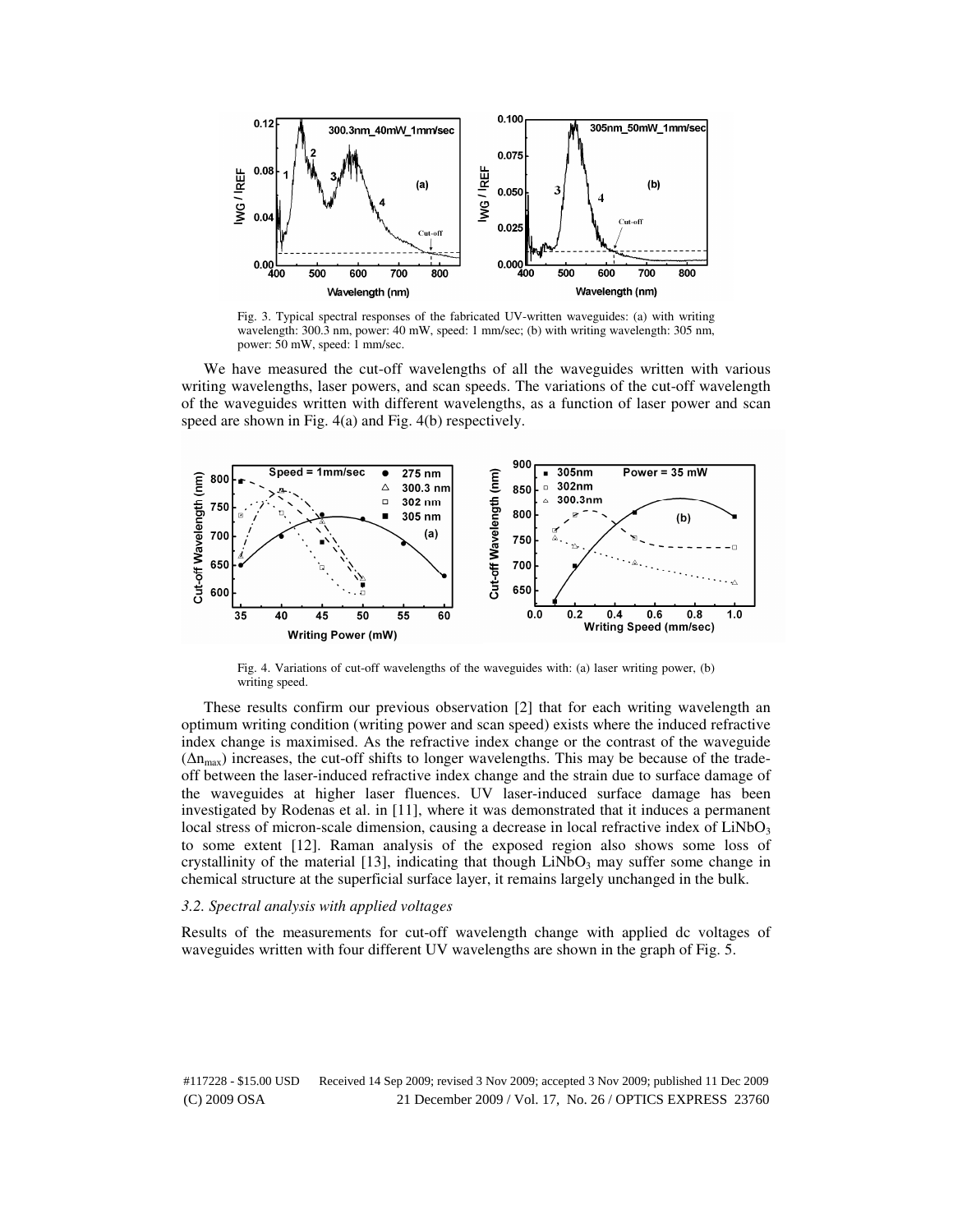Fig. 3. Typical spectral responses of the fabricated UV-written waveguides: (a) with writing wavelength: 300.3 nm, power: 40 mW, speed: 1 mm/sec; (b) with writing wavelength: 305 nm, power: 50 mW, speed: 1 mm/sec.

We have measured the cut-off wavelengths of all the waveguides written with various writing wavelengths, laser powers, and scan speeds. The variations of the cut-off wavelength of the waveguides written with different wavelengths, as a function of laser power and scan speed are shown in Fig. 4(a) and Fig. 4(b) respectively.

Fig. 4. Variations of cut-off wavelengths of the waveguides with: (a) laser writing power, (b) writing speed.

These results confirm our previous observation [2] that for each writing wavelength an optimum writing condition (writing power and scan speed) exists where the induced refractive index change is maximised. As the refractive index change or the contrast of the waveguide ($\Delta n_{max}$) increases, the cut-off shifts to longer wavelengths. This may be because of the trade-off between the laser-induced refractive index change and the strain due to surface damage of the waveguides at higher laser fluences. UV laser-induced surface damage has been investigated by Rodenas et al. in [11], where it was demonstrated that it induces a permanent local stress of micron-scale dimension, causing a decrease in local refractive index of $LiNbO_3$ to some extent [12]. Raman analysis of the exposed region also shows some loss of crystallinity of the material [13], indicating that though $LiNbO_3$ may suffer some change in chemical structure at the superficial surface layer, it remains largely unchanged in the bulk.

### *3.2. Spectral analysis with applied voltages*

Results of the measurements for cut-off wavelength change with applied dc voltages of waveguides written with four different UV wavelengths are shown in the graph of Fig. 5.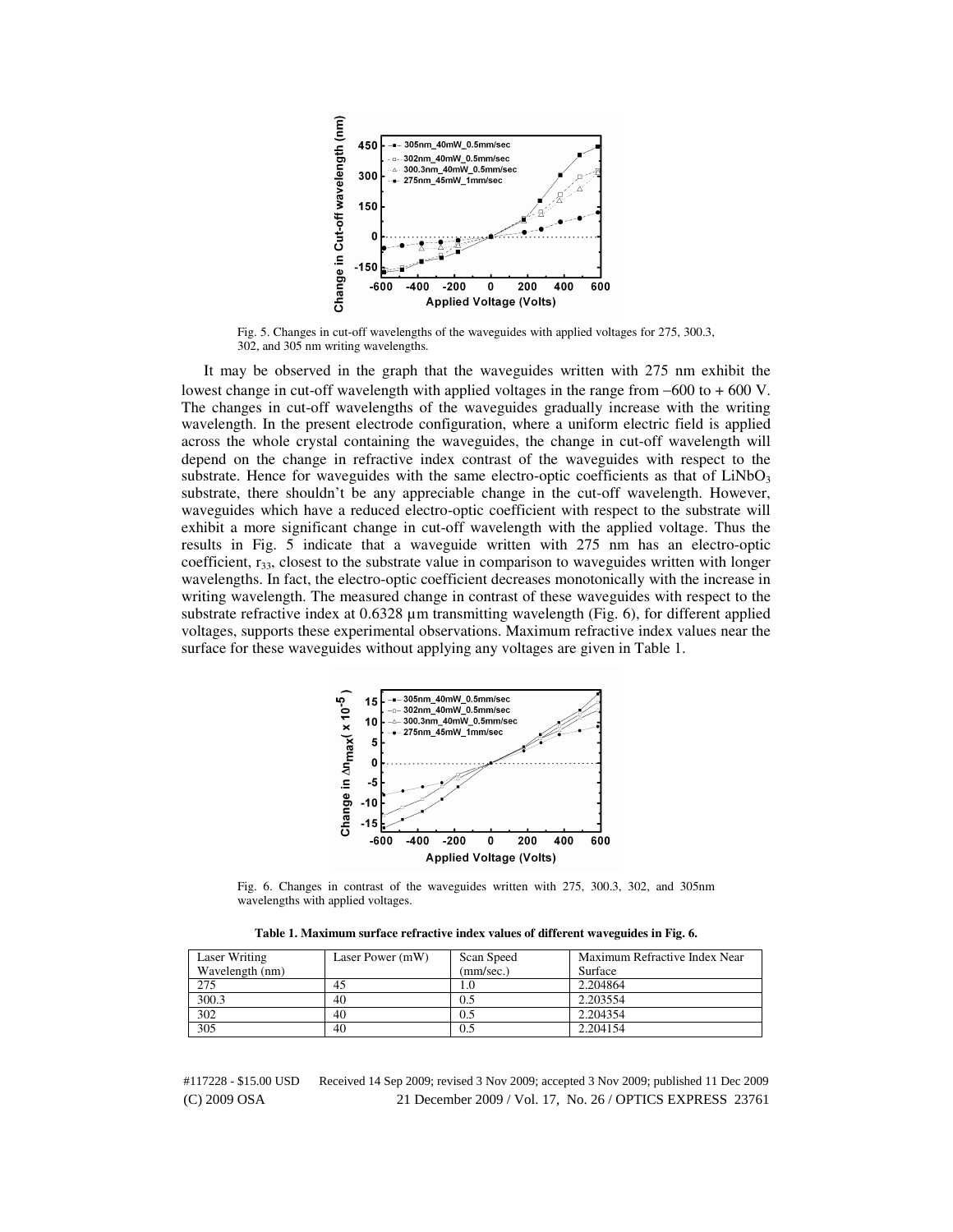Fig. 5. Changes in cut-off wavelengths of the waveguides with applied voltages for 275, 300.3, 302, and 305 nm writing wavelengths.

It may be observed in the graph that the waveguides written with 275 nm exhibit the lowest change in cut-off wavelength with applied voltages in the range from −600 to + 600 V. The changes in cut-off wavelengths of the waveguides gradually increase with the writing wavelength. In the present electrode configuration, where a uniform electric field is applied across the whole crystal containing the waveguides, the change in cut-off wavelength will depend on the change in refractive index contrast of the waveguides with respect to the substrate. Hence for waveguides with the same electro-optic coefficients as that of $LiNbO_3$ substrate, there shouldn't be any appreciable change in the cut-off wavelength. However, waveguides which have a reduced electro-optic coefficient with respect to the substrate will exhibit a more significant change in cut-off wavelength with the applied voltage. Thus the results in Fig. 5 indicate that a waveguide written with 275 nm has an electro-optic coefficient, $r_{33}$, closest to the substrate value in comparison to waveguides written with longer wavelengths. In fact, the electro-optic coefficient decreases monotonically with the increase in writing wavelength. The measured change in contrast of these waveguides with respect to the substrate refractive index at 0.6328 µm transmitting wavelength (Fig. 6), for different applied voltages, supports these experimental observations. Maximum refractive index values near the surface for these waveguides without applying any voltages are given in Table 1.

Fig. 6. Changes in contrast of the waveguides written with 275, 300.3, 302, and 305nm wavelengths with applied voltages.

**Table 1. Maximum surface refractive index values of different waveguides in Fig. 6.**

| Laser Writing Wavelength (nm) | Laser Power (mW) | Scan Speed (mm/sec.) | Maximum Refractive Index Near Surface |
|---|---|---|---|
| 275 | 45 | 1.0 | 2.204864 |
| 300.3 | 40 | 0.5 | 2.203554 |
| 302 | 40 | 0.5 | 2.204354 |
| 305 | 40 | 0.5 | 2.204154 |

#117228 - $15.00 USD Received 14 Sep 2009; revised 3 Nov 2009; accepted 3 Nov 2009; published 11 Dec 2009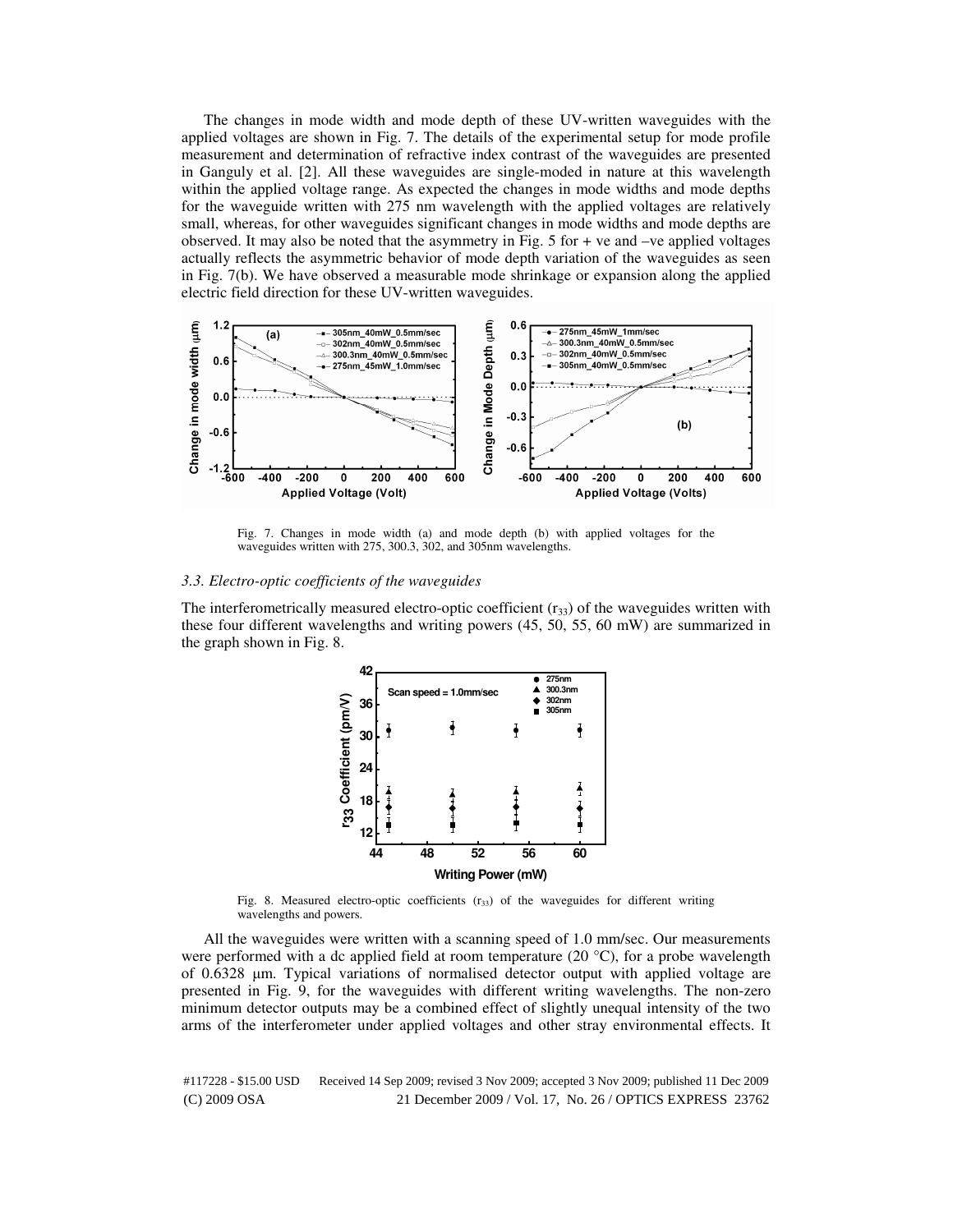The changes in mode width and mode depth of these UV-written waveguides with the applied voltages are shown in Fig. 7. The details of the experimental setup for mode profile measurement and determination of refractive index contrast of the waveguides are presented in Ganguly et al. [2]. All these waveguides are single-moded in nature at this wavelength within the applied voltage range. As expected the changes in mode widths and mode depths for the waveguide written with 275 nm wavelength with the applied voltages are relatively small, whereas, for other waveguides significant changes in mode widths and mode depths are observed. It may also be noted that the asymmetry in Fig. 5 for + ve and –ve applied voltages actually reflects the asymmetric behavior of mode depth variation of the waveguides as seen in Fig. 7(b). We have observed a measurable mode shrinkage or expansion along the applied electric field direction for these UV-written waveguides.

Fig. 7. Changes in mode width (a) and mode depth (b) with applied voltages for the waveguides written with 275, 300.3, 302, and 305nm wavelengths.

### *3.3. Electro-optic coefficients of the waveguides*

The interferometrically measured electro-optic coefficient ($r_{33}$) of the waveguides written with these four different wavelengths and writing powers (45, 50, 55, 60 mW) are summarized in the graph shown in Fig. 8.

Fig. 8. Measured electro-optic coefficients ($r_{33}$) of the waveguides for different writing wavelengths and powers.

All the waveguides were written with a scanning speed of 1.0 mm/sec. Our measurements were performed with a dc applied field at room temperature (20 °C), for a probe wavelength of 0.6328 μm. Typical variations of normalised detector output with applied voltage are presented in Fig. 9, for the waveguides with different writing wavelengths. The non-zero minimum detector outputs may be a combined effect of slightly unequal intensity of the two arms of the interferometer under applied voltages and other stray environmental effects. It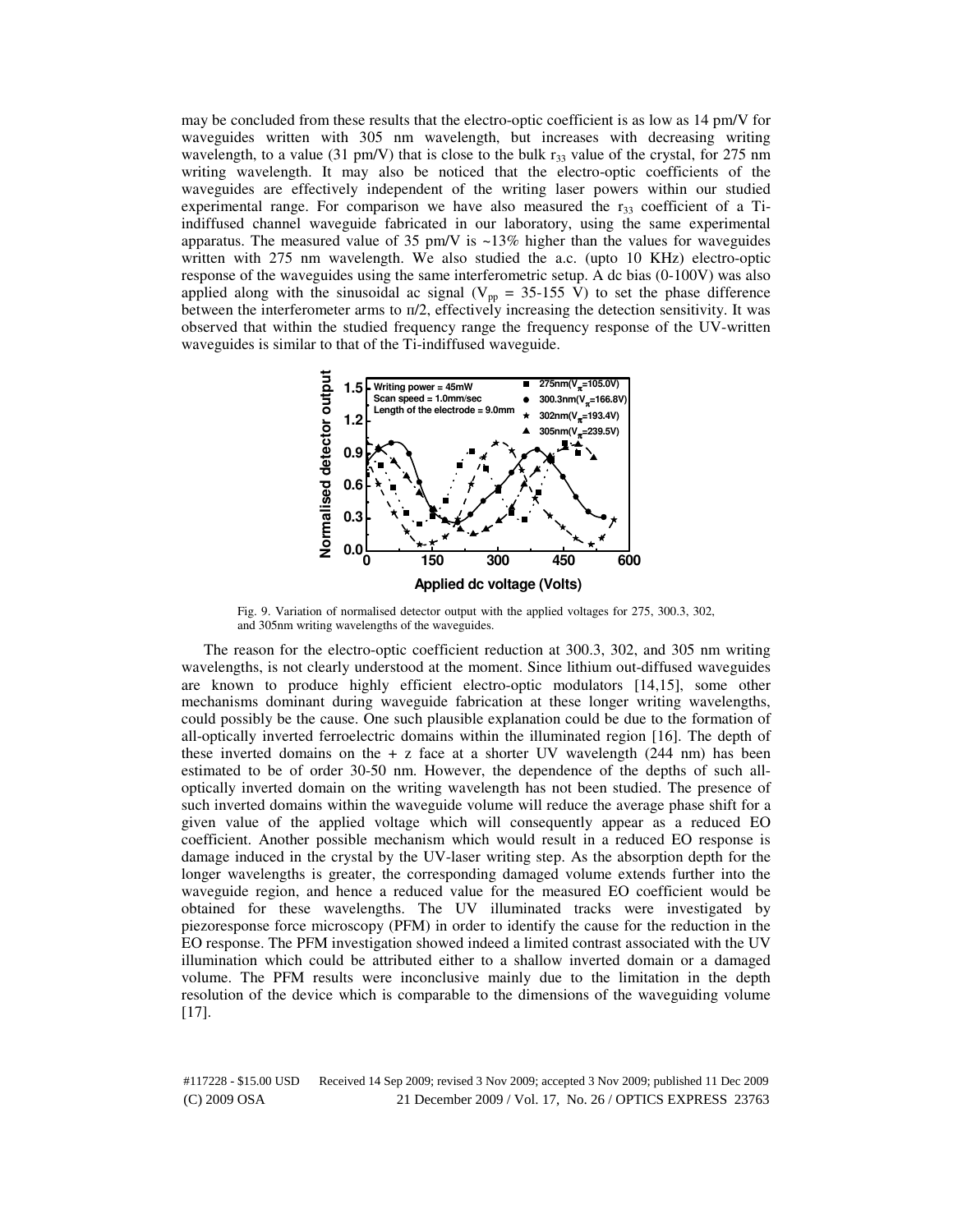may be concluded from these results that the electro-optic coefficient is as low as 14 pm/V for waveguides written with 305 nm wavelength, but increases with decreasing writing wavelength, to a value (31 pm/V) that is close to the bulk $r_{33}$ value of the crystal, for 275 nm writing wavelength. It may also be noticed that the electro-optic coefficients of the waveguides are effectively independent of the writing laser powers within our studied experimental range. For comparison we have also measured the $r_{33}$ coefficient of a Ti-indiffused channel waveguide fabricated in our laboratory, using the same experimental apparatus. The measured value of 35 pm/V is ~13% higher than the values for waveguides written with 275 nm wavelength. We also studied the a.c. (upto 10 KHz) electro-optic response of the waveguides using the same interferometric setup. A dc bias (0-100V) was also applied along with the sinusoidal ac signal ($V_{pp}$ = 35-155 V) to set the phase difference between the interferometer arms to π/2, effectively increasing the detection sensitivity. It was observed that within the studied frequency range the frequency response of the UV-written waveguides is similar to that of the Ti-indiffused waveguide.

Fig. 9. Variation of normalised detector output with the applied voltages for 275, 300.3, 302, and 305nm writing wavelengths of the waveguides.

The reason for the electro-optic coefficient reduction at 300.3, 302, and 305 nm writing wavelengths, is not clearly understood at the moment. Since lithium out-diffused waveguides are known to produce highly efficient electro-optic modulators [14,15], some other mechanisms dominant during waveguide fabrication at these longer writing wavelengths, could possibly be the cause. One such plausible explanation could be due to the formation of all-optically inverted ferroelectric domains within the illuminated region [16]. The depth of these inverted domains on the + z face at a shorter UV wavelength (244 nm) has been estimated to be of order 30-50 nm. However, the dependence of the depths of such all-optically inverted domain on the writing wavelength has not been studied. The presence of such inverted domains within the waveguide volume will reduce the average phase shift for a given value of the applied voltage which will consequently appear as a reduced EO coefficient. Another possible mechanism which would result in a reduced EO response is damage induced in the crystal by the UV-laser writing step. As the absorption depth for the longer wavelengths is greater, the corresponding damaged volume extends further into the waveguide region, and hence a reduced value for the measured EO coefficient would be obtained for these wavelengths. The UV illuminated tracks were investigated by piezoresponse force microscopy (PFM) in order to identify the cause for the reduction in the EO response. The PFM investigation showed indeed a limited contrast associated with the UV illumination which could be attributed either to a shallow inverted domain or a damaged volume. The PFM results were inconclusive mainly due to the limitation in the depth resolution of the device which is comparable to the dimensions of the waveguiding volume [17].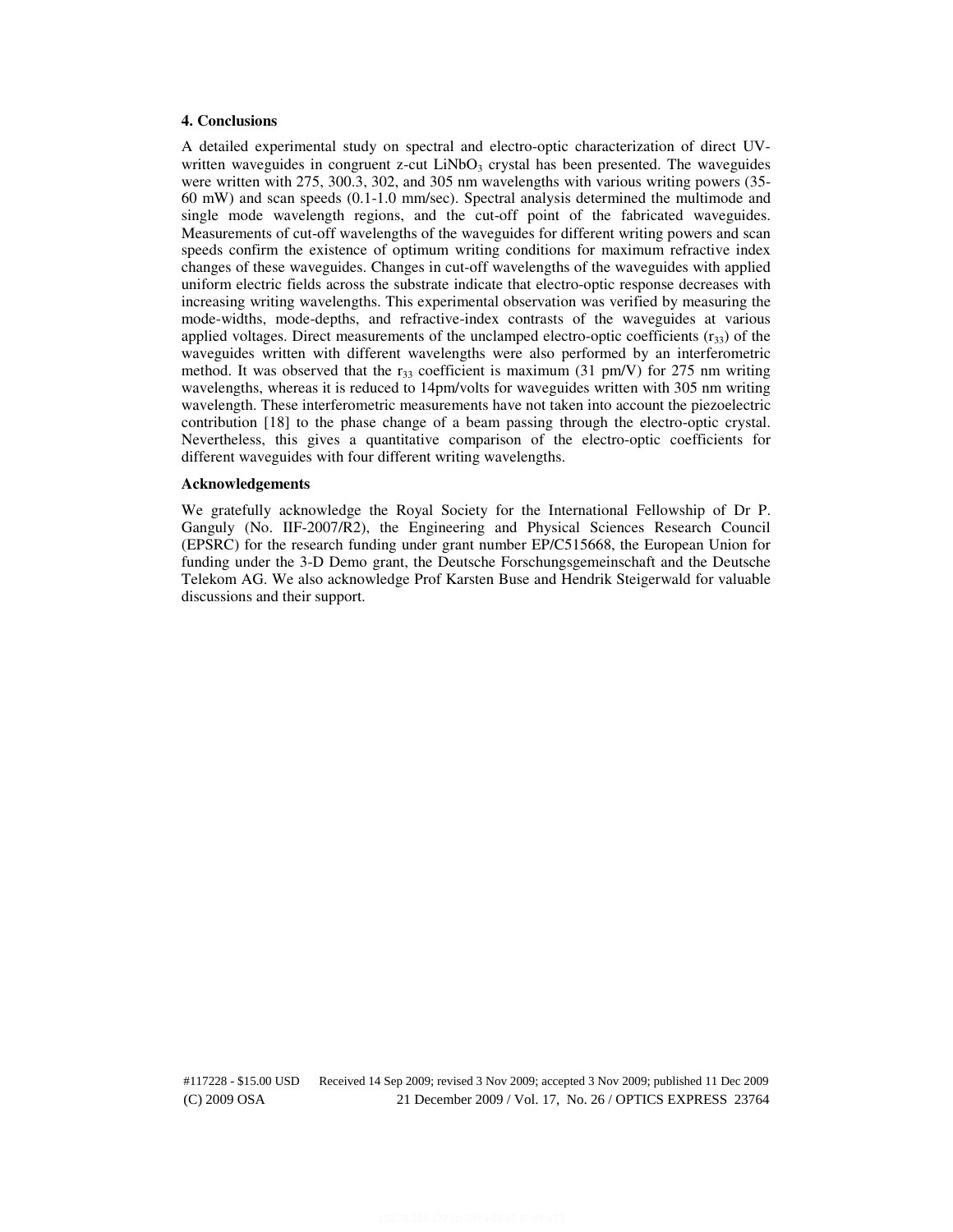## 4. Conclusions

A detailed experimental study on spectral and electro-optic characterization of direct UV-written waveguides in congruent z-cut $LiNbO_3$ crystal has been presented. The waveguides were written with 275, 300.3, 302, and 305 nm wavelengths with various writing powers (35-60 mW) and scan speeds (0.1-1.0 mm/sec). Spectral analysis determined the multimode and single mode wavelength regions, and the cut-off point of the fabricated waveguides. Measurements of cut-off wavelengths of the waveguides for different writing powers and scan speeds confirm the existence of optimum writing conditions for maximum refractive index changes of these waveguides. Changes in cut-off wavelengths of the waveguides with applied uniform electric fields across the substrate indicate that electro-optic response decreases with increasing writing wavelengths. This experimental observation was verified by measuring the mode-widths, mode-depths, and refractive-index contrasts of the waveguides at various applied voltages. Direct measurements of the unclamped electro-optic coefficients ($r_{33}$) of the waveguides written with different wavelengths were also performed by an interferometric method. It was observed that the $r_{33}$ coefficient is maximum (31 pm/V) for 275 nm writing wavelengths, whereas it is reduced to 14pm/volts for waveguides written with 305 nm writing wavelength. These interferometric measurements have not taken into account the piezoelectric contribution [18] to the phase change of a beam passing through the electro-optic crystal. Nevertheless, this gives a quantitative comparison of the electro-optic coefficients for different waveguides with four different writing wavelengths.

### Acknowledgements

We gratefully acknowledge the Royal Society for the International Fellowship of Dr P. Ganguly (No. IIF-2007/R2), the Engineering and Physical Sciences Research Council (EPSRC) for the research funding under grant number EP/C515668, the European Union for funding under the 3-D Demo grant, the Deutsche Forschungsgemeinschaft and the Deutsche Telekom AG. We also acknowledge Prof Karsten Buse and Hendrik Steigerwald for valuable discussions and their support.

#117228 - $15.00 USD Received 14 Sep 2009; revised 3 Nov 2009; accepted 3 Nov 2009; published 11 Dec 2009